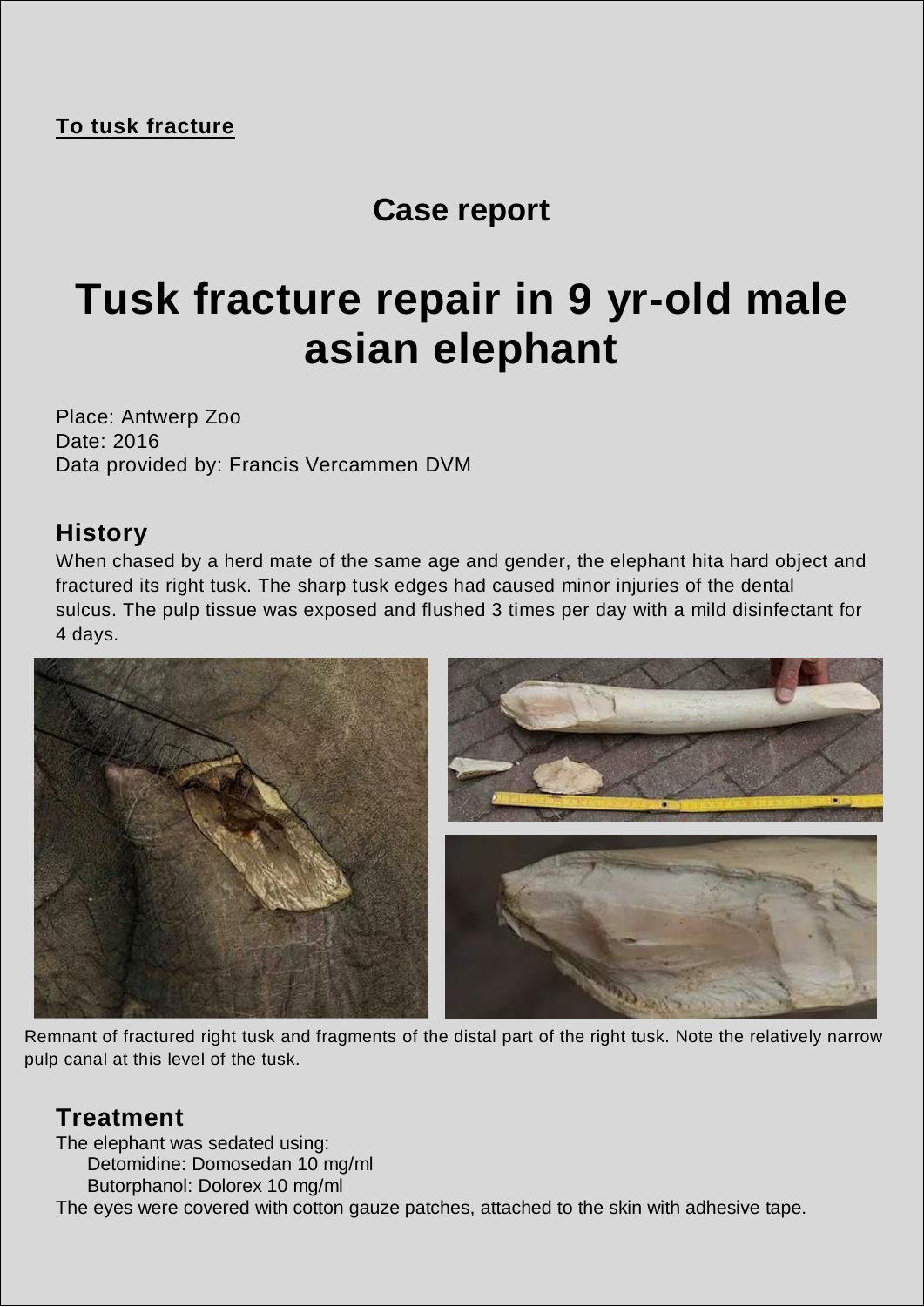**To tusk fracture**

## Case report

# Tusk fracture repair in 9 yr-old male asian elephant

Place: Antwerp Zoo
Date: 2016
Data provided by: Francis Vercammen DVM

### History

When chased by a herd mate of the same age and gender, the elephant hita hard object and fractured its right tusk. The sharp tusk edges had caused minor injuries of the dental sulcus. The pulp tissue was exposed and flushed 3 times per day with a mild disinfectant for 4 days.

Remnant of fractured right tusk and fragments of the distal part of the right tusk. Note the relatively narrow pulp canal at this level of the tusk.

### Treatment

The elephant was sedated using:

- Detomidine: Domosedan 10 mg/ml
- Butorphanol: Dolorex 10 mg/ml

The eyes were covered with cotton gauze patches, attached to the skin with adhesive tape.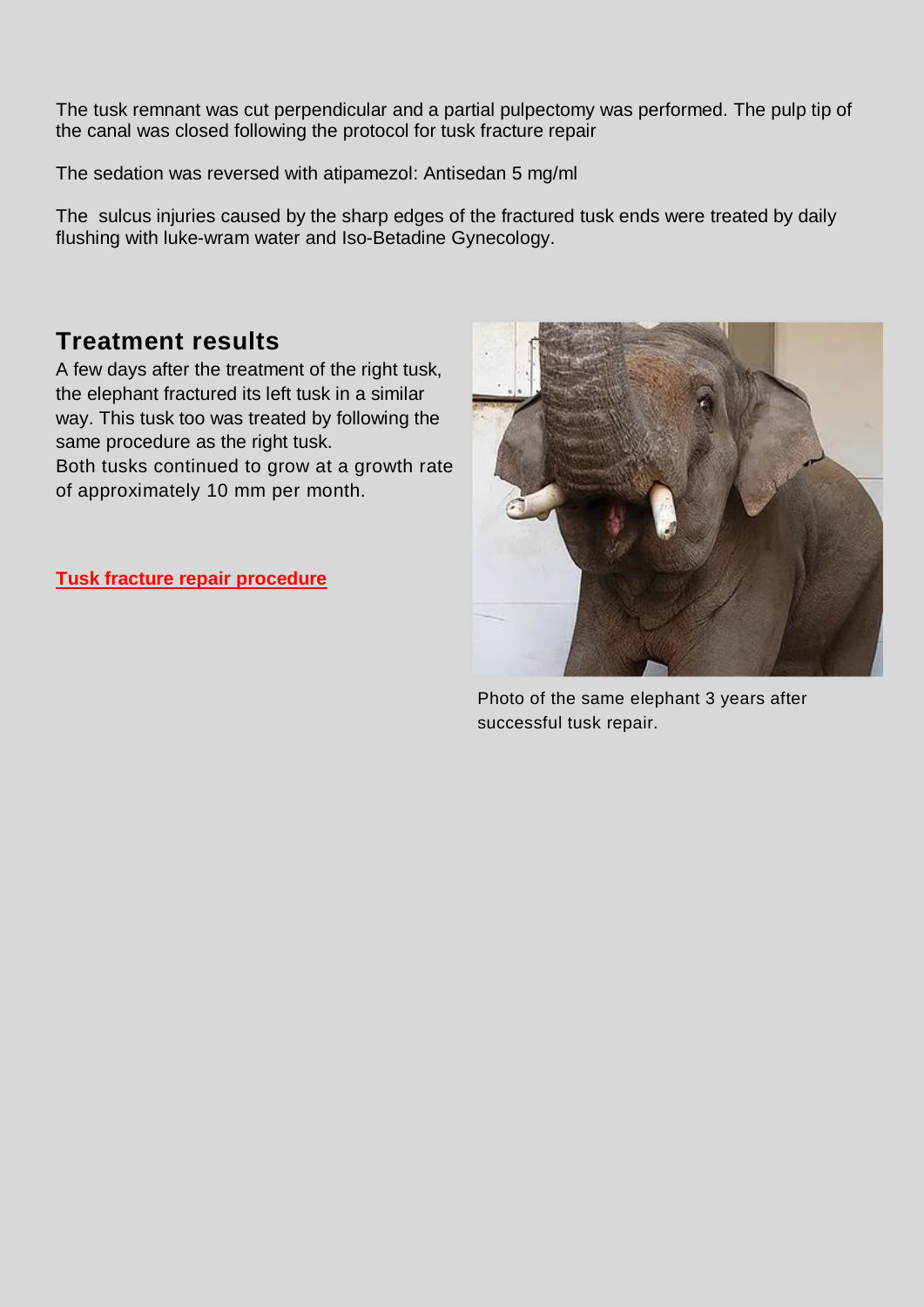The tusk remnant was cut perpendicular and a partial pulpectomy was performed. The pulp tip of the canal was closed following the protocol for tusk fracture repair

The sedation was reversed with atipamezol: Antisedan 5 mg/ml

The  sulcus injuries caused by the sharp edges of the fractured tusk ends were treated by daily flushing with luke-wram water and Iso-Betadine Gynecology.

## Treatment results

A few days after the treatment of the right tusk, the elephant fractured its left tusk in a similar way. This tusk too was treated by following the same procedure as the right tusk.
Both tusks continued to grow at a growth rate of approximately 10 mm per month.

**Tusk fracture repair procedure**

Photo of the same elephant 3 years after successful tusk repair.